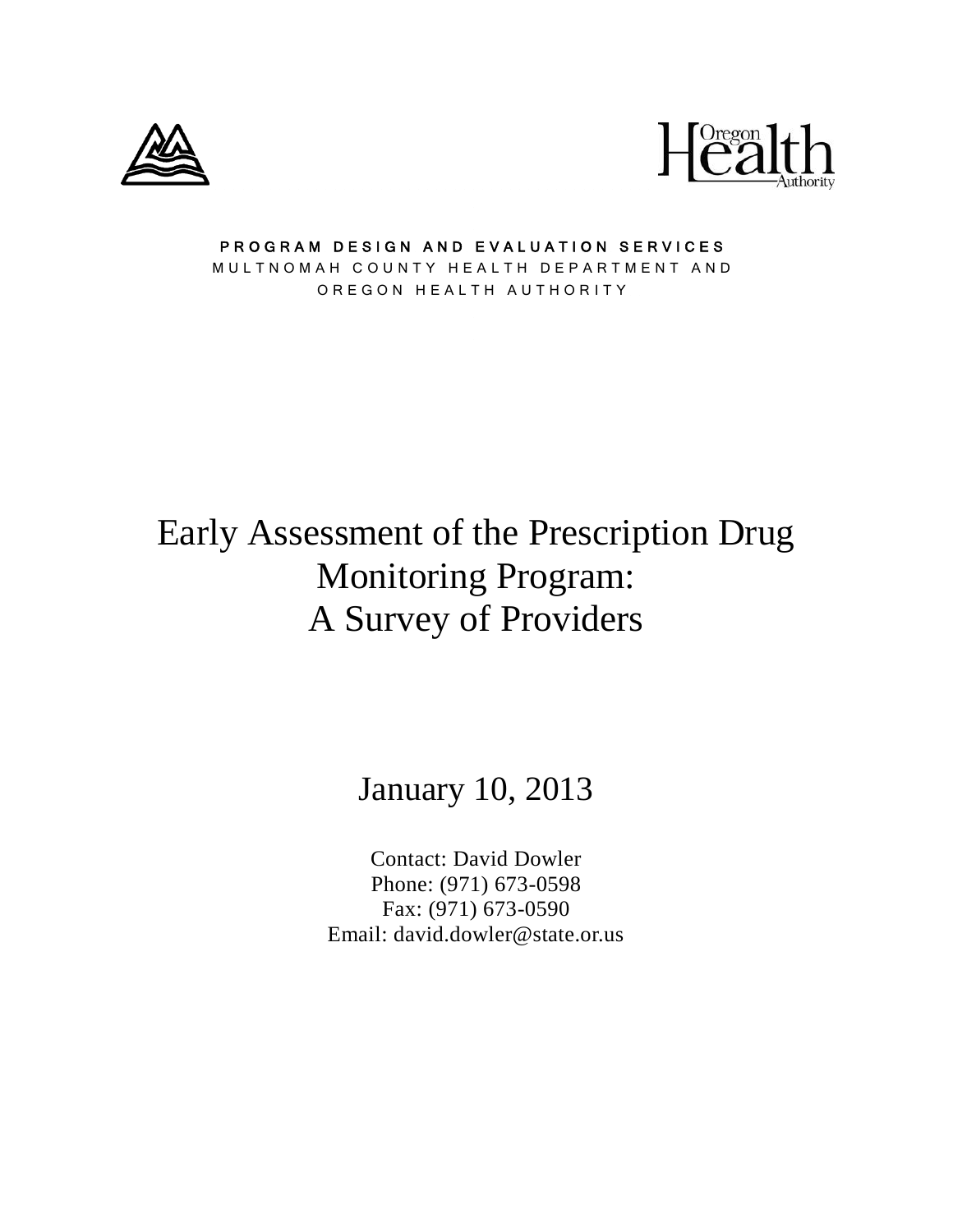PROGRAM DESIGN AND EVALUATION SERVICES

MULTNOMAH COUNTY HEALTH DEPARTMENT AND

OREGON HEALTH AUTHORITY

# Early Assessment of the Prescription Drug Monitoring Program: A Survey of Providers

January 10, 2013

Contact: David Dowler
Phone: (971) 673-0598
Fax: (971) 673-0590
Email: david.dowler@state.or.us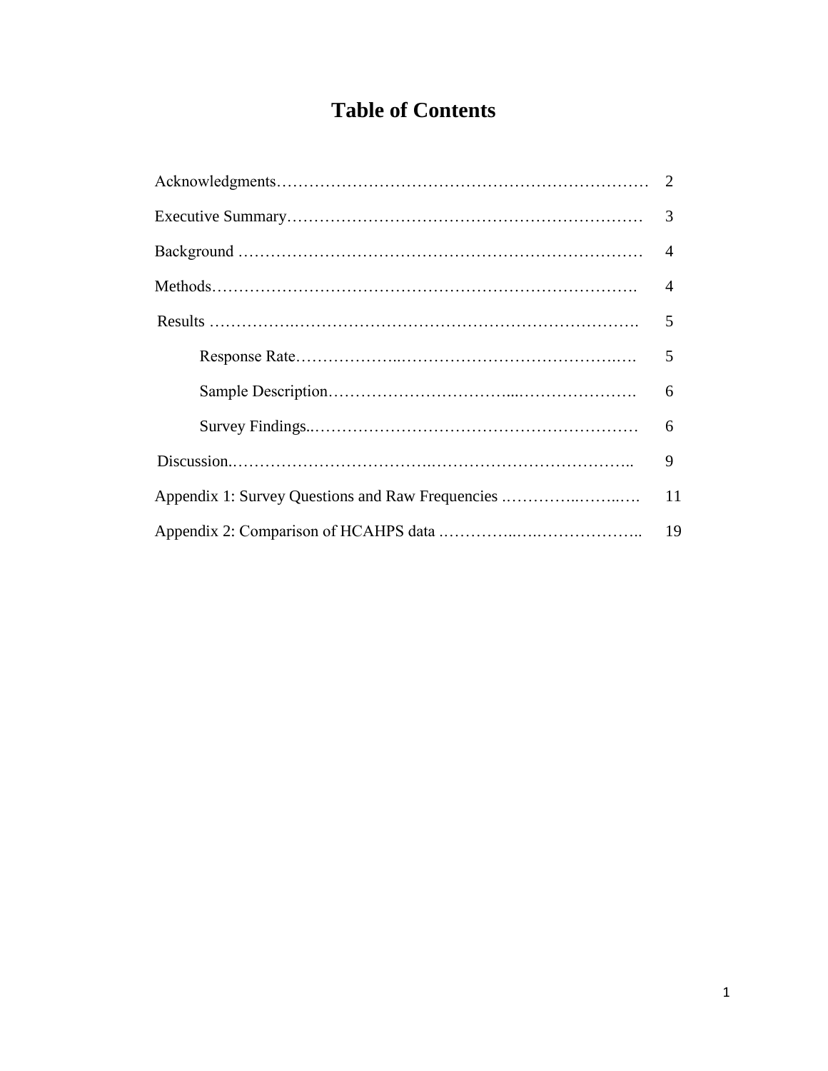# Table of Contents

| | |
|---|---|
| Acknowledgments | 2 |
| Executive Summary | 3 |
| Background | 4 |
| Methods | 4 |
| Results | 5 |
| Response Rate | 5 |
| Sample Description | 6 |
| Survey Findings. | 6 |
| Discussion. | 9 |
| Appendix 1: Survey Questions and Raw Frequencies | 11 |
| Appendix 2: Comparison of HCAHPS data | 19 |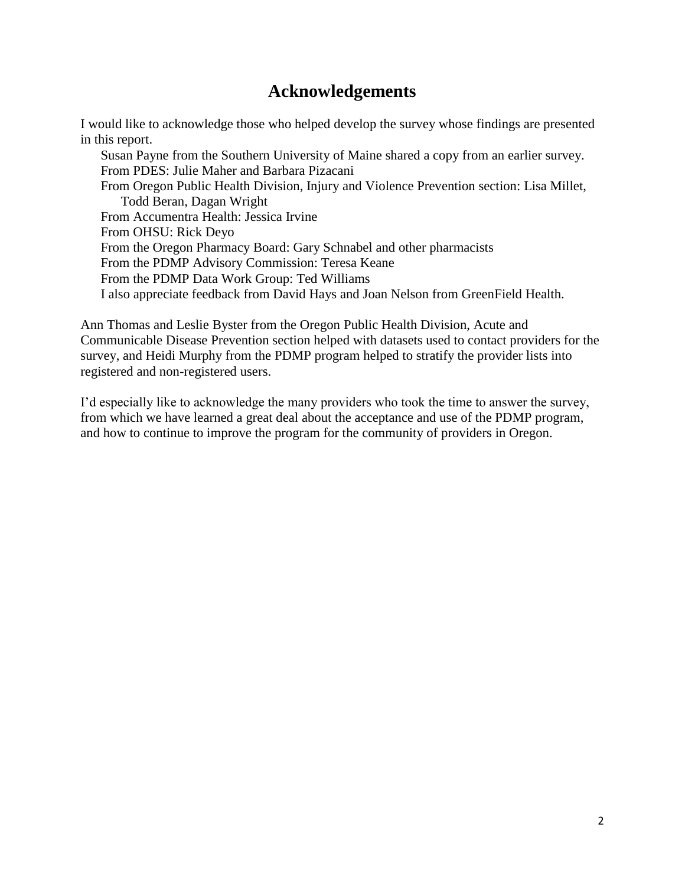# Acknowledgements

I would like to acknowledge those who helped develop the survey whose findings are presented in this report.

Susan Payne from the Southern University of Maine shared a copy from an earlier survey.
From PDES: Julie Maher and Barbara Pizacani
From Oregon Public Health Division, Injury and Violence Prevention section: Lisa Millet, Todd Beran, Dagan Wright
From Accumentra Health: Jessica Irvine
From OHSU: Rick Deyo
From the Oregon Pharmacy Board: Gary Schnabel and other pharmacists
From the PDMP Advisory Commission: Teresa Keane
From the PDMP Data Work Group: Ted Williams
I also appreciate feedback from David Hays and Joan Nelson from GreenField Health.

Ann Thomas and Leslie Byster from the Oregon Public Health Division, Acute and Communicable Disease Prevention section helped with datasets used to contact providers for the survey, and Heidi Murphy from the PDMP program helped to stratify the provider lists into registered and non-registered users.

I'd especially like to acknowledge the many providers who took the time to answer the survey, from which we have learned a great deal about the acceptance and use of the PDMP program, and how to continue to improve the program for the community of providers in Oregon.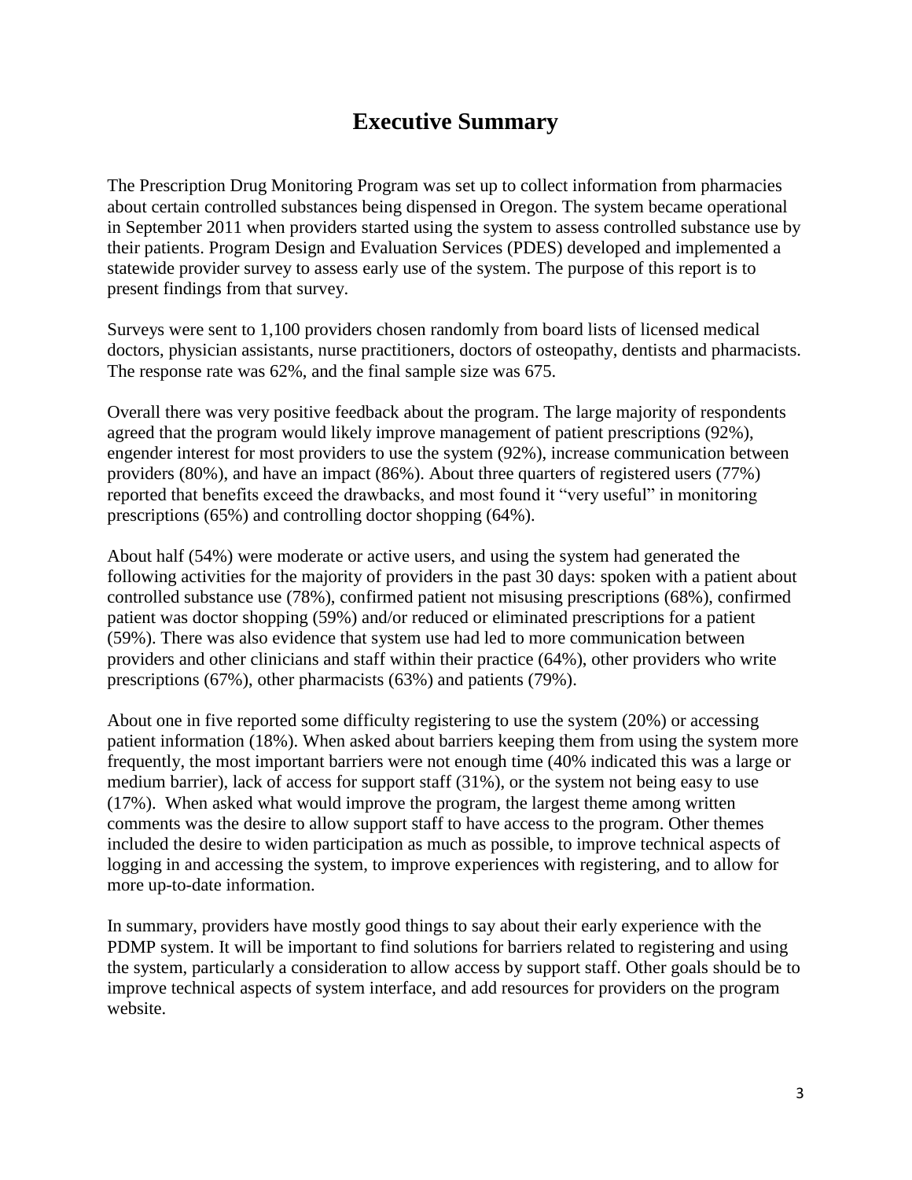# Executive Summary

The Prescription Drug Monitoring Program was set up to collect information from pharmacies about certain controlled substances being dispensed in Oregon. The system became operational in September 2011 when providers started using the system to assess controlled substance use by their patients. Program Design and Evaluation Services (PDES) developed and implemented a statewide provider survey to assess early use of the system. The purpose of this report is to present findings from that survey.

Surveys were sent to 1,100 providers chosen randomly from board lists of licensed medical doctors, physician assistants, nurse practitioners, doctors of osteopathy, dentists and pharmacists. The response rate was 62%, and the final sample size was 675.

Overall there was very positive feedback about the program. The large majority of respondents agreed that the program would likely improve management of patient prescriptions (92%), engender interest for most providers to use the system (92%), increase communication between providers (80%), and have an impact (86%). About three quarters of registered users (77%) reported that benefits exceed the drawbacks, and most found it "very useful" in monitoring prescriptions (65%) and controlling doctor shopping (64%).

About half (54%) were moderate or active users, and using the system had generated the following activities for the majority of providers in the past 30 days: spoken with a patient about controlled substance use (78%), confirmed patient not misusing prescriptions (68%), confirmed patient was doctor shopping (59%) and/or reduced or eliminated prescriptions for a patient (59%). There was also evidence that system use had led to more communication between providers and other clinicians and staff within their practice (64%), other providers who write prescriptions (67%), other pharmacists (63%) and patients (79%).

About one in five reported some difficulty registering to use the system (20%) or accessing patient information (18%). When asked about barriers keeping them from using the system more frequently, the most important barriers were not enough time (40% indicated this was a large or medium barrier), lack of access for support staff (31%), or the system not being easy to use (17%). When asked what would improve the program, the largest theme among written comments was the desire to allow support staff to have access to the program. Other themes included the desire to widen participation as much as possible, to improve technical aspects of logging in and accessing the system, to improve experiences with registering, and to allow for more up-to-date information.

In summary, providers have mostly good things to say about their early experience with the PDMP system. It will be important to find solutions for barriers related to registering and using the system, particularly a consideration to allow access by support staff. Other goals should be to improve technical aspects of system interface, and add resources for providers on the program website.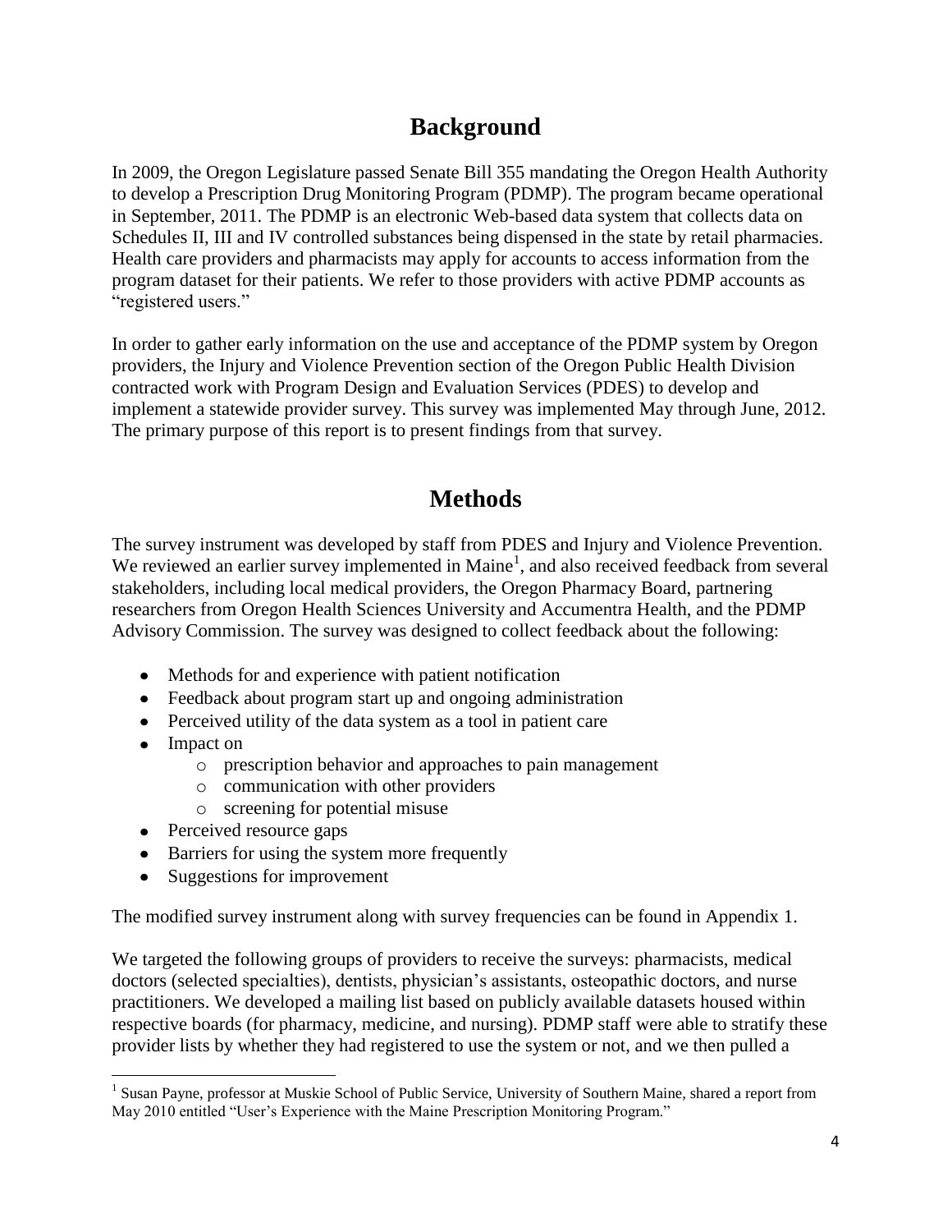## Background

In 2009, the Oregon Legislature passed Senate Bill 355 mandating the Oregon Health Authority to develop a Prescription Drug Monitoring Program (PDMP). The program became operational in September, 2011. The PDMP is an electronic Web-based data system that collects data on Schedules II, III and IV controlled substances being dispensed in the state by retail pharmacies. Health care providers and pharmacists may apply for accounts to access information from the program dataset for their patients. We refer to those providers with active PDMP accounts as "registered users."

In order to gather early information on the use and acceptance of the PDMP system by Oregon providers, the Injury and Violence Prevention section of the Oregon Public Health Division contracted work with Program Design and Evaluation Services (PDES) to develop and implement a statewide provider survey. This survey was implemented May through June, 2012. The primary purpose of this report is to present findings from that survey.

## Methods

The survey instrument was developed by staff from PDES and Injury and Violence Prevention. We reviewed an earlier survey implemented in Maine[1], and also received feedback from several stakeholders, including local medical providers, the Oregon Pharmacy Board, partnering researchers from Oregon Health Sciences University and Accumentra Health, and the PDMP Advisory Commission. The survey was designed to collect feedback about the following:

- Methods for and experience with patient notification
- Feedback about program start up and ongoing administration
- Perceived utility of the data system as a tool in patient care
- Impact on
  - prescription behavior and approaches to pain management
  - communication with other providers
  - screening for potential misuse
- Perceived resource gaps
- Barriers for using the system more frequently
- Suggestions for improvement

The modified survey instrument along with survey frequencies can be found in Appendix 1.

We targeted the following groups of providers to receive the surveys: pharmacists, medical doctors (selected specialties), dentists, physician's assistants, osteopathic doctors, and nurse practitioners. We developed a mailing list based on publicly available datasets housed within respective boards (for pharmacy, medicine, and nursing). PDMP staff were able to stratify these provider lists by whether they had registered to use the system or not, and we then pulled a

[1] Susan Payne, professor at Muskie School of Public Service, University of Southern Maine, shared a report from May 2010 entitled "User's Experience with the Maine Prescription Monitoring Program."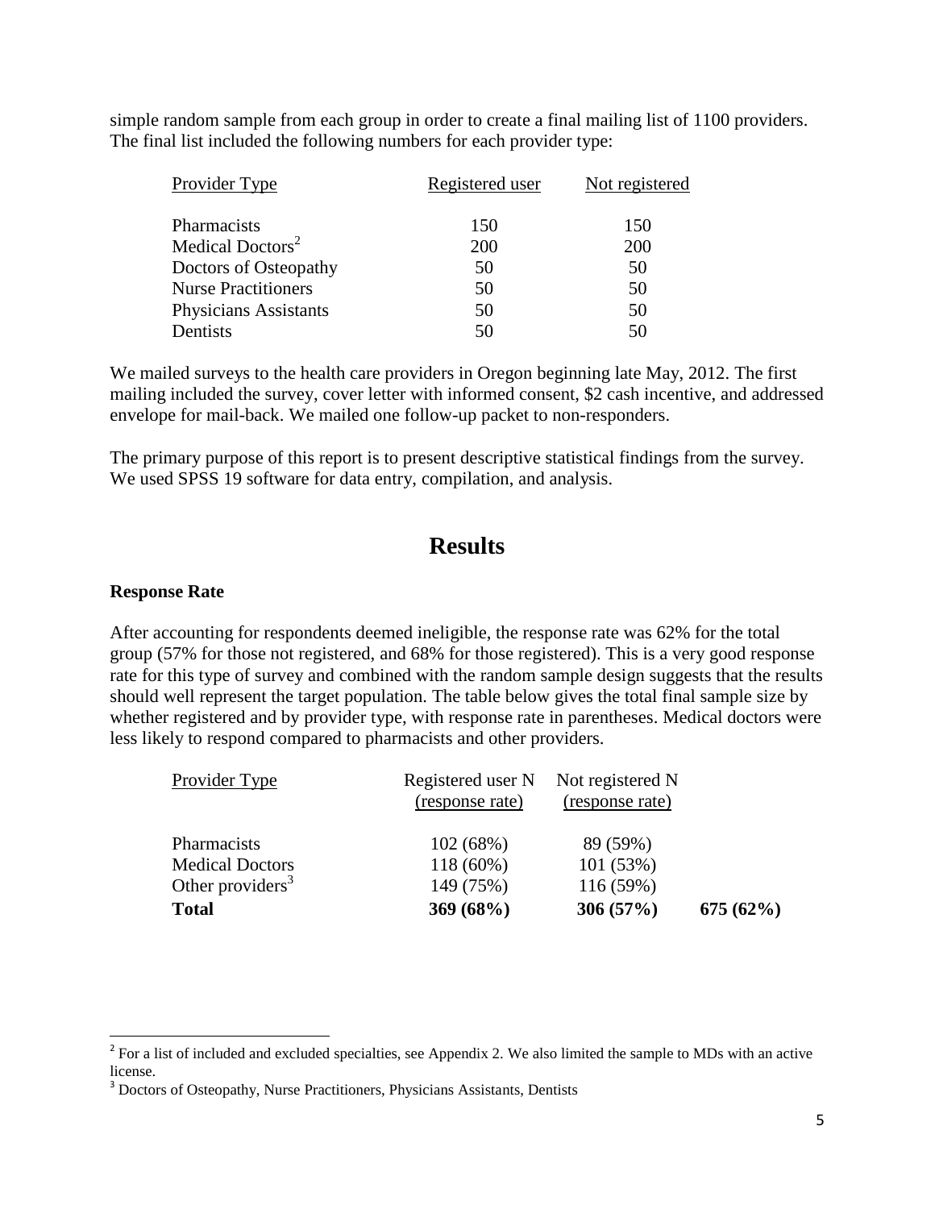simple random sample from each group in order to create a final mailing list of 1100 providers. The final list included the following numbers for each provider type:

| Provider Type | Registered user | Not registered |
|---|---|---|
| Pharmacists | 150 | 150 |
| Medical Doctors[2] | 200 | 200 |
| Doctors of Osteopathy | 50 | 50 |
| Nurse Practitioners | 50 | 50 |
| Physicians Assistants | 50 | 50 |
| Dentists | 50 | 50 |

We mailed surveys to the health care providers in Oregon beginning late May, 2012. The first mailing included the survey, cover letter with informed consent, $2 cash incentive, and addressed envelope for mail-back. We mailed one follow-up packet to non-responders.

The primary purpose of this report is to present descriptive statistical findings from the survey. We used SPSS 19 software for data entry, compilation, and analysis.

# Results

**Response Rate**

After accounting for respondents deemed ineligible, the response rate was 62% for the total group (57% for those not registered, and 68% for those registered). This is a very good response rate for this type of survey and combined with the random sample design suggests that the results should well represent the target population. The table below gives the total final sample size by whether registered and by provider type, with response rate in parentheses. Medical doctors were less likely to respond compared to pharmacists and other providers.

| Provider Type | Registered user N (response rate) | Not registered N (response rate) | |
|---|---|---|---|
| Pharmacists | 102 (68%) | 89 (59%) | |
| Medical Doctors | 118 (60%) | 101 (53%) | |
| Other providers[3] | 149 (75%) | 116 (59%) | |
| **Total** | **369 (68%)** | **306 (57%)** | **675 (62%)** |

[2] For a list of included and excluded specialties, see Appendix 2. We also limited the sample to MDs with an active license.

[3] Doctors of Osteopathy, Nurse Practitioners, Physicians Assistants, Dentists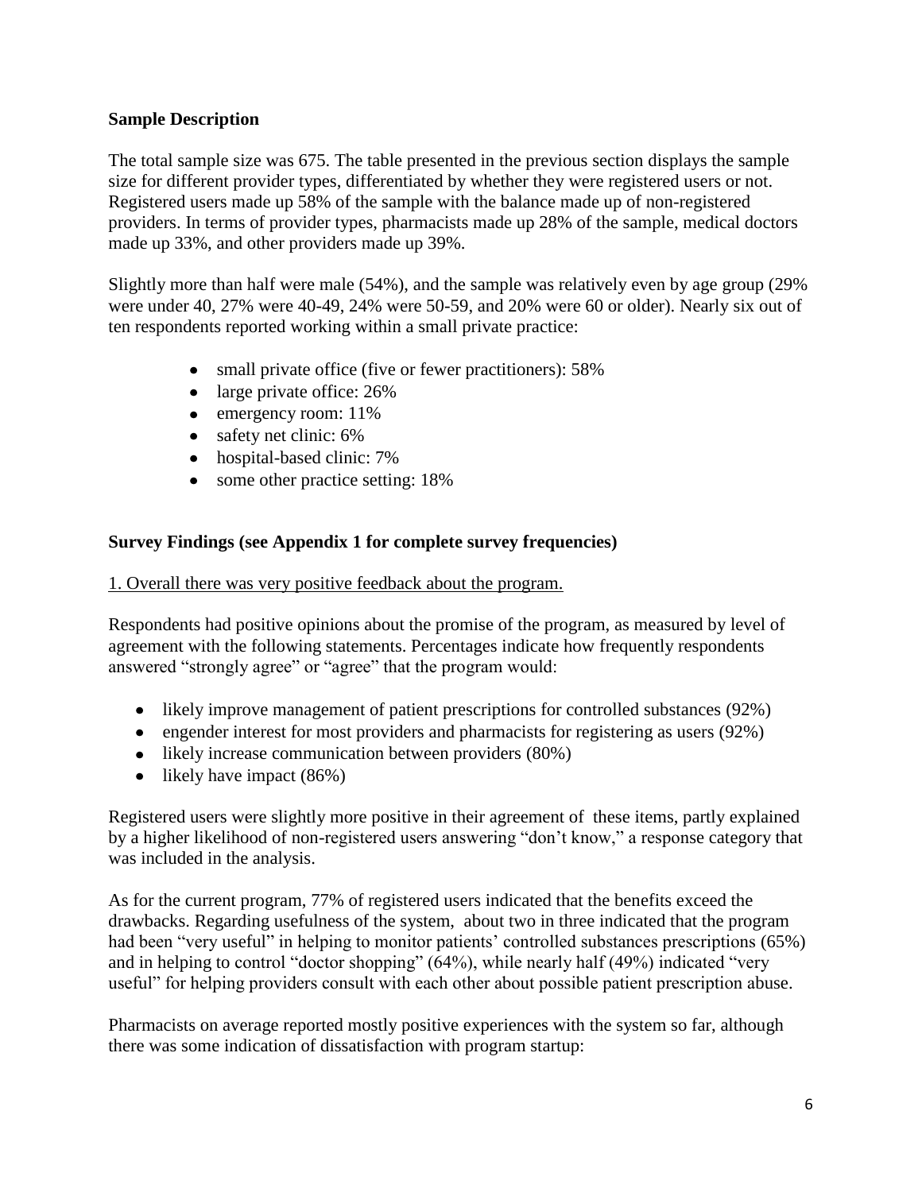**Sample Description**

The total sample size was 675. The table presented in the previous section displays the sample size for different provider types, differentiated by whether they were registered users or not. Registered users made up 58% of the sample with the balance made up of non-registered providers. In terms of provider types, pharmacists made up 28% of the sample, medical doctors made up 33%, and other providers made up 39%.

Slightly more than half were male (54%), and the sample was relatively even by age group (29% were under 40, 27% were 40-49, 24% were 50-59, and 20% were 60 or older). Nearly six out of ten respondents reported working within a small private practice:

- small private office (five or fewer practitioners): 58%
- large private office: 26%
- emergency room: 11%
- safety net clinic: 6%
- hospital-based clinic: 7%
- some other practice setting: 18%

**Survey Findings (see Appendix 1 for complete survey frequencies)**

<u>1. Overall there was very positive feedback about the program.</u>

Respondents had positive opinions about the promise of the program, as measured by level of agreement with the following statements. Percentages indicate how frequently respondents answered "strongly agree" or "agree" that the program would:

- likely improve management of patient prescriptions for controlled substances (92%)
- engender interest for most providers and pharmacists for registering as users (92%)
- likely increase communication between providers (80%)
- likely have impact (86%)

Registered users were slightly more positive in their agreement of these items, partly explained by a higher likelihood of non-registered users answering "don't know," a response category that was included in the analysis.

As for the current program, 77% of registered users indicated that the benefits exceed the drawbacks. Regarding usefulness of the system, about two in three indicated that the program had been "very useful" in helping to monitor patients' controlled substances prescriptions (65%) and in helping to control "doctor shopping" (64%), while nearly half (49%) indicated "very useful" for helping providers consult with each other about possible patient prescription abuse.

Pharmacists on average reported mostly positive experiences with the system so far, although there was some indication of dissatisfaction with program startup: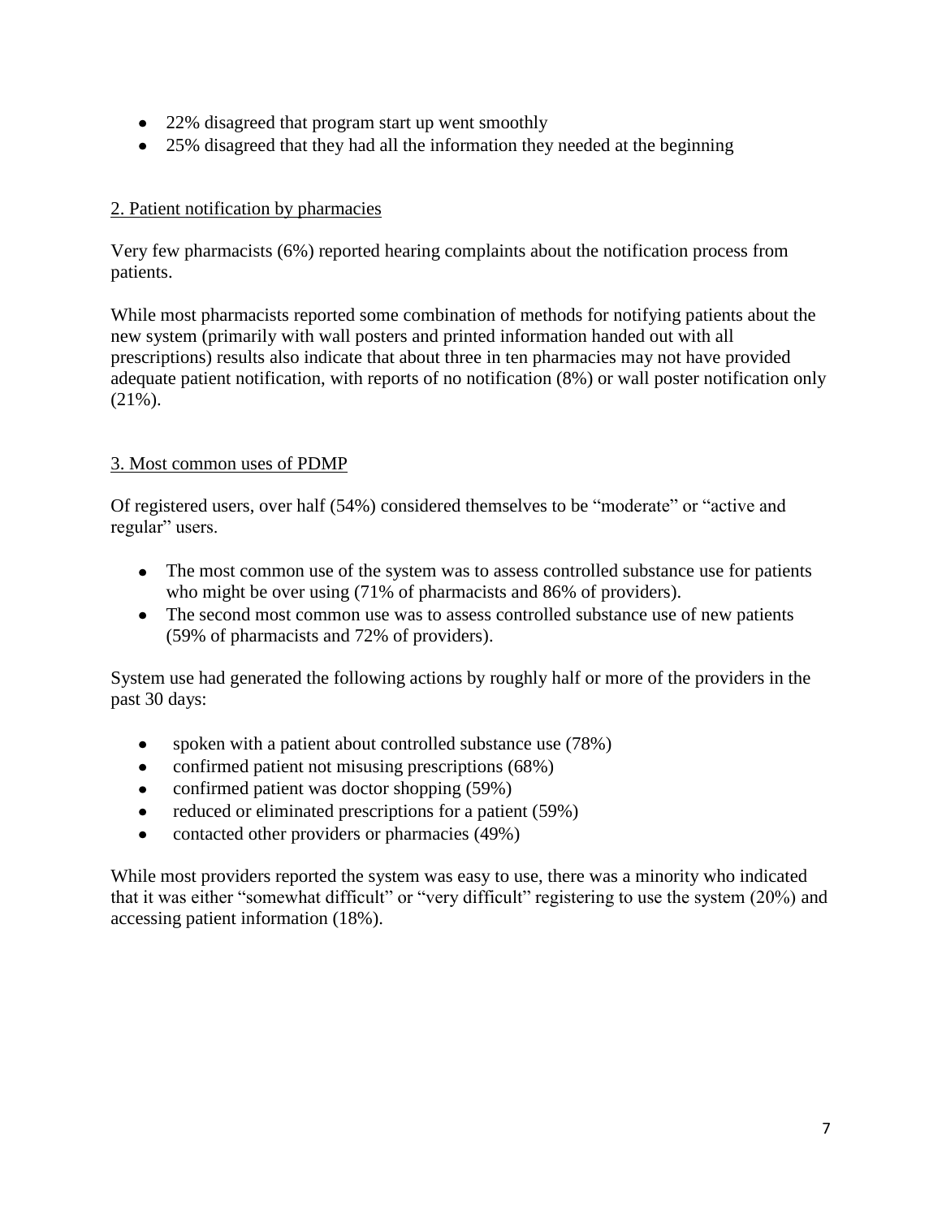- 22% disagreed that program start up went smoothly
- 25% disagreed that they had all the information they needed at the beginning

2. Patient notification by pharmacies

Very few pharmacists (6%) reported hearing complaints about the notification process from patients.

While most pharmacists reported some combination of methods for notifying patients about the new system (primarily with wall posters and printed information handed out with all prescriptions) results also indicate that about three in ten pharmacies may not have provided adequate patient notification, with reports of no notification (8%) or wall poster notification only (21%).

3. Most common uses of PDMP

Of registered users, over half (54%) considered themselves to be "moderate" or "active and regular" users.

- The most common use of the system was to assess controlled substance use for patients who might be over using (71% of pharmacists and 86% of providers).
- The second most common use was to assess controlled substance use of new patients (59% of pharmacists and 72% of providers).

System use had generated the following actions by roughly half or more of the providers in the past 30 days:

- spoken with a patient about controlled substance use (78%)
- confirmed patient not misusing prescriptions (68%)
- confirmed patient was doctor shopping (59%)
- reduced or eliminated prescriptions for a patient (59%)
- contacted other providers or pharmacies (49%)

While most providers reported the system was easy to use, there was a minority who indicated that it was either "somewhat difficult" or "very difficult" registering to use the system (20%) and accessing patient information (18%).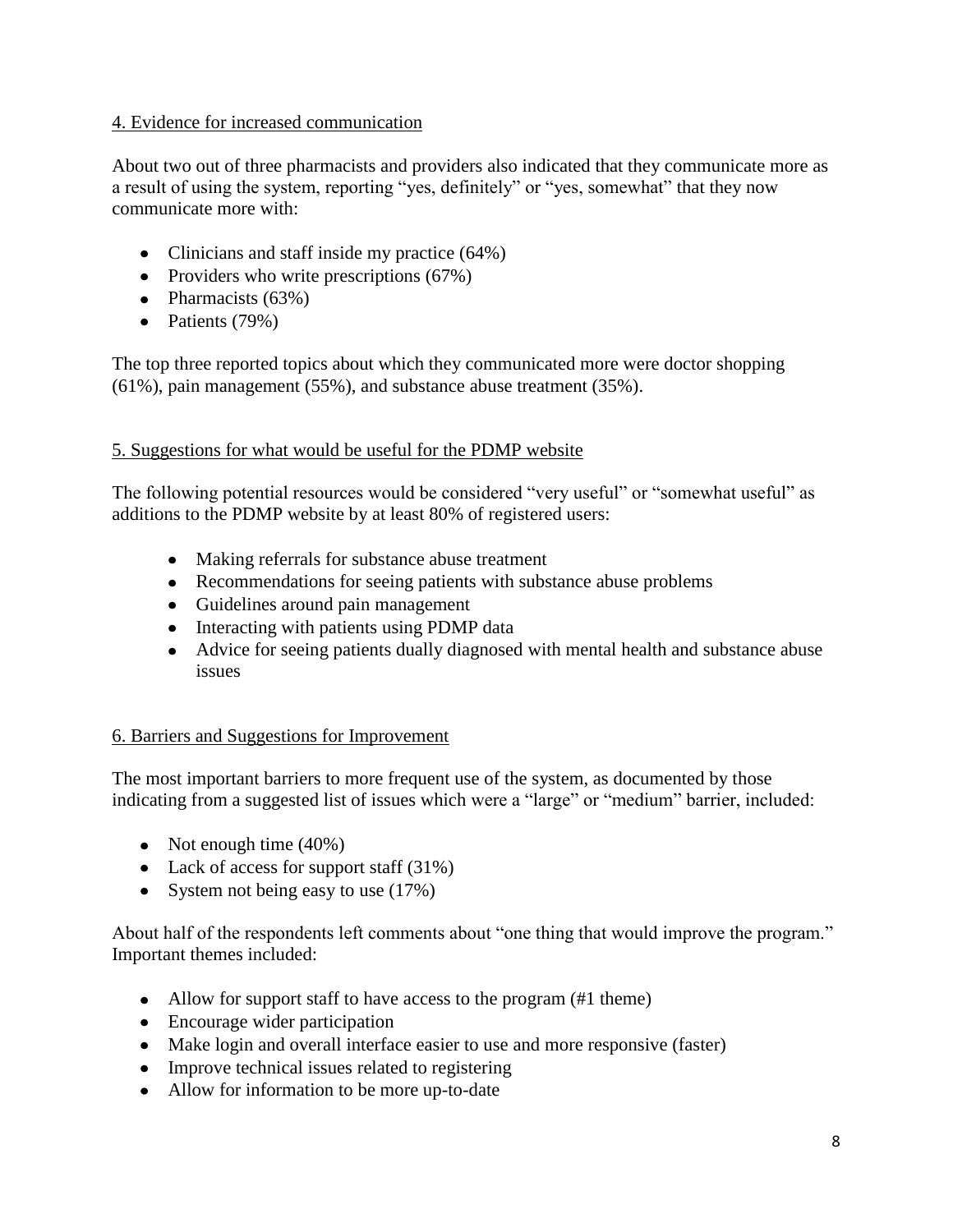## 4. Evidence for increased communication

About two out of three pharmacists and providers also indicated that they communicate more as a result of using the system, reporting "yes, definitely" or "yes, somewhat" that they now communicate more with:

- Clinicians and staff inside my practice (64%)
- Providers who write prescriptions (67%)
- Pharmacists (63%)
- Patients (79%)

The top three reported topics about which they communicated more were doctor shopping (61%), pain management (55%), and substance abuse treatment (35%).

## 5. Suggestions for what would be useful for the PDMP website

The following potential resources would be considered "very useful" or "somewhat useful" as additions to the PDMP website by at least 80% of registered users:

- Making referrals for substance abuse treatment
- Recommendations for seeing patients with substance abuse problems
- Guidelines around pain management
- Interacting with patients using PDMP data
- Advice for seeing patients dually diagnosed with mental health and substance abuse issues

## 6. Barriers and Suggestions for Improvement

The most important barriers to more frequent use of the system, as documented by those indicating from a suggested list of issues which were a "large" or "medium" barrier, included:

- Not enough time (40%)
- Lack of access for support staff (31%)
- System not being easy to use (17%)

About half of the respondents left comments about "one thing that would improve the program." Important themes included:

- Allow for support staff to have access to the program (#1 theme)
- Encourage wider participation
- Make login and overall interface easier to use and more responsive (faster)
- Improve technical issues related to registering
- Allow for information to be more up-to-date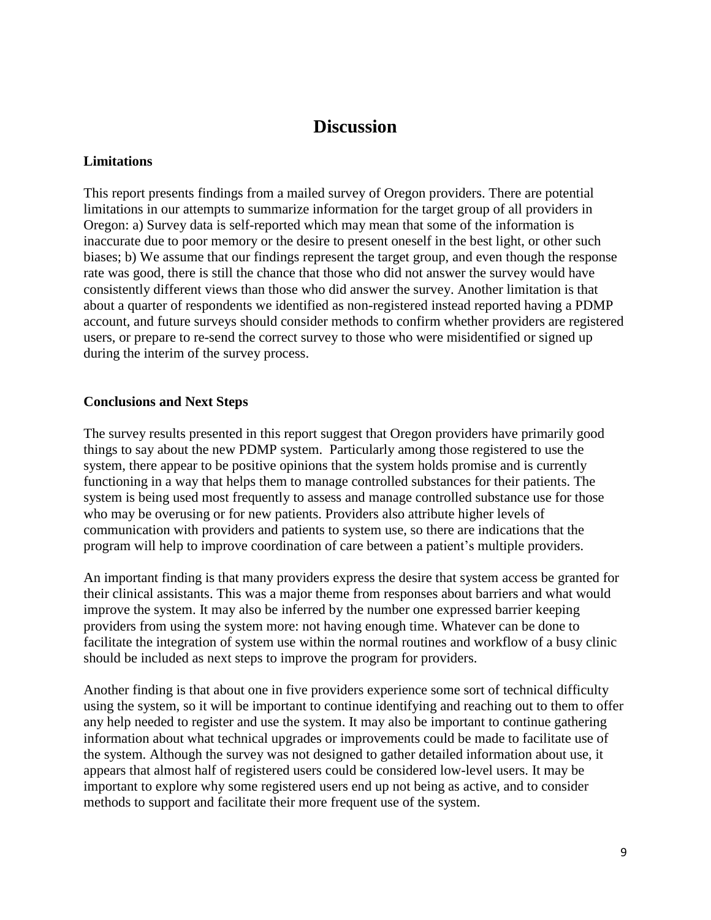# Discussion

**Limitations**

This report presents findings from a mailed survey of Oregon providers. There are potential limitations in our attempts to summarize information for the target group of all providers in Oregon: a) Survey data is self-reported which may mean that some of the information is inaccurate due to poor memory or the desire to present oneself in the best light, or other such biases; b) We assume that our findings represent the target group, and even though the response rate was good, there is still the chance that those who did not answer the survey would have consistently different views than those who did answer the survey. Another limitation is that about a quarter of respondents we identified as non-registered instead reported having a PDMP account, and future surveys should consider methods to confirm whether providers are registered users, or prepare to re-send the correct survey to those who were misidentified or signed up during the interim of the survey process.

**Conclusions and Next Steps**

The survey results presented in this report suggest that Oregon providers have primarily good things to say about the new PDMP system. Particularly among those registered to use the system, there appear to be positive opinions that the system holds promise and is currently functioning in a way that helps them to manage controlled substances for their patients. The system is being used most frequently to assess and manage controlled substance use for those who may be overusing or for new patients. Providers also attribute higher levels of communication with providers and patients to system use, so there are indications that the program will help to improve coordination of care between a patient's multiple providers.

An important finding is that many providers express the desire that system access be granted for their clinical assistants. This was a major theme from responses about barriers and what would improve the system. It may also be inferred by the number one expressed barrier keeping providers from using the system more: not having enough time. Whatever can be done to facilitate the integration of system use within the normal routines and workflow of a busy clinic should be included as next steps to improve the program for providers.

Another finding is that about one in five providers experience some sort of technical difficulty using the system, so it will be important to continue identifying and reaching out to them to offer any help needed to register and use the system. It may also be important to continue gathering information about what technical upgrades or improvements could be made to facilitate use of the system. Although the survey was not designed to gather detailed information about use, it appears that almost half of registered users could be considered low-level users. It may be important to explore why some registered users end up not being as active, and to consider methods to support and facilitate their more frequent use of the system.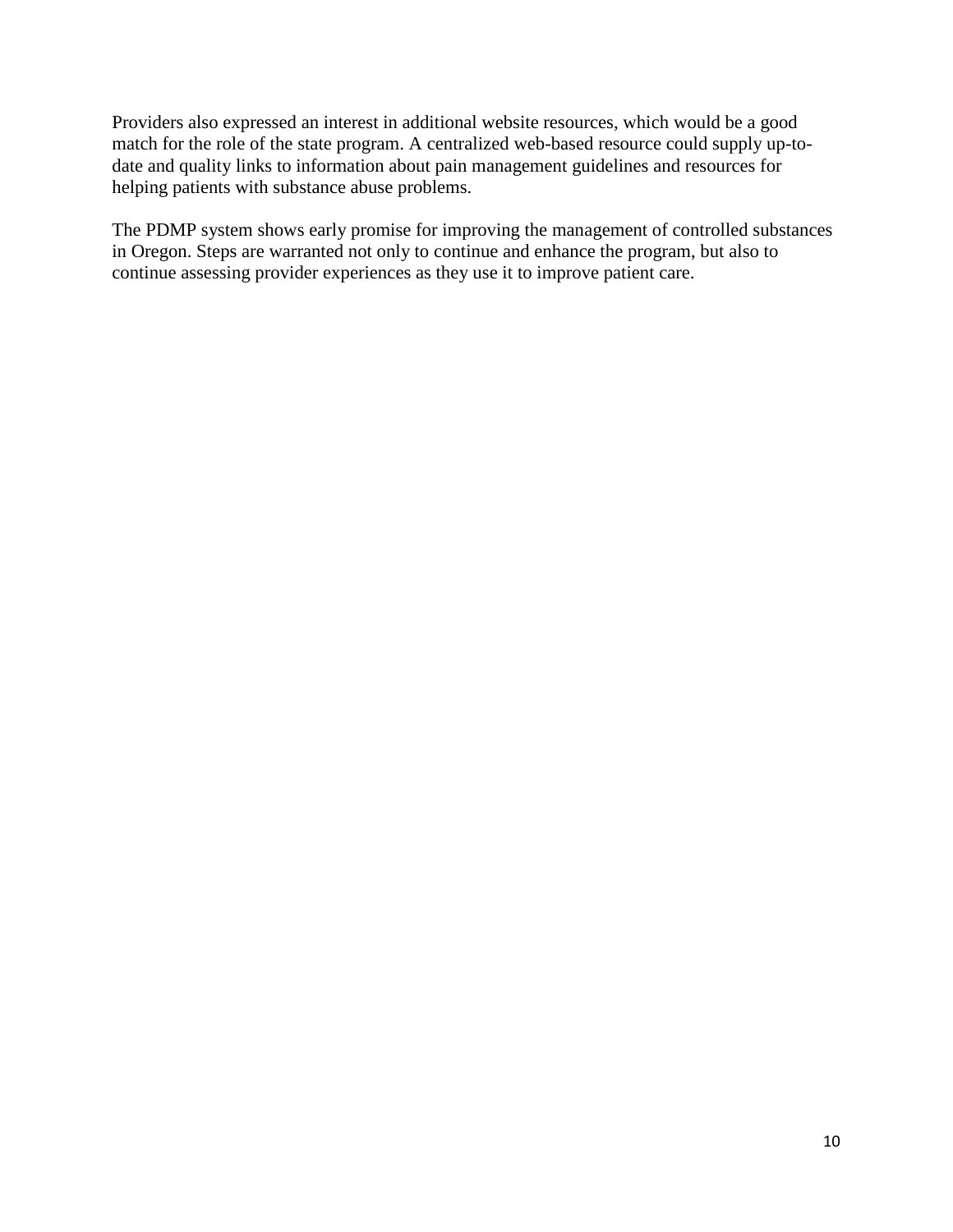Providers also expressed an interest in additional website resources, which would be a good match for the role of the state program. A centralized web-based resource could supply up-to-date and quality links to information about pain management guidelines and resources for helping patients with substance abuse problems.

The PDMP system shows early promise for improving the management of controlled substances in Oregon. Steps are warranted not only to continue and enhance the program, but also to continue assessing provider experiences as they use it to improve patient care.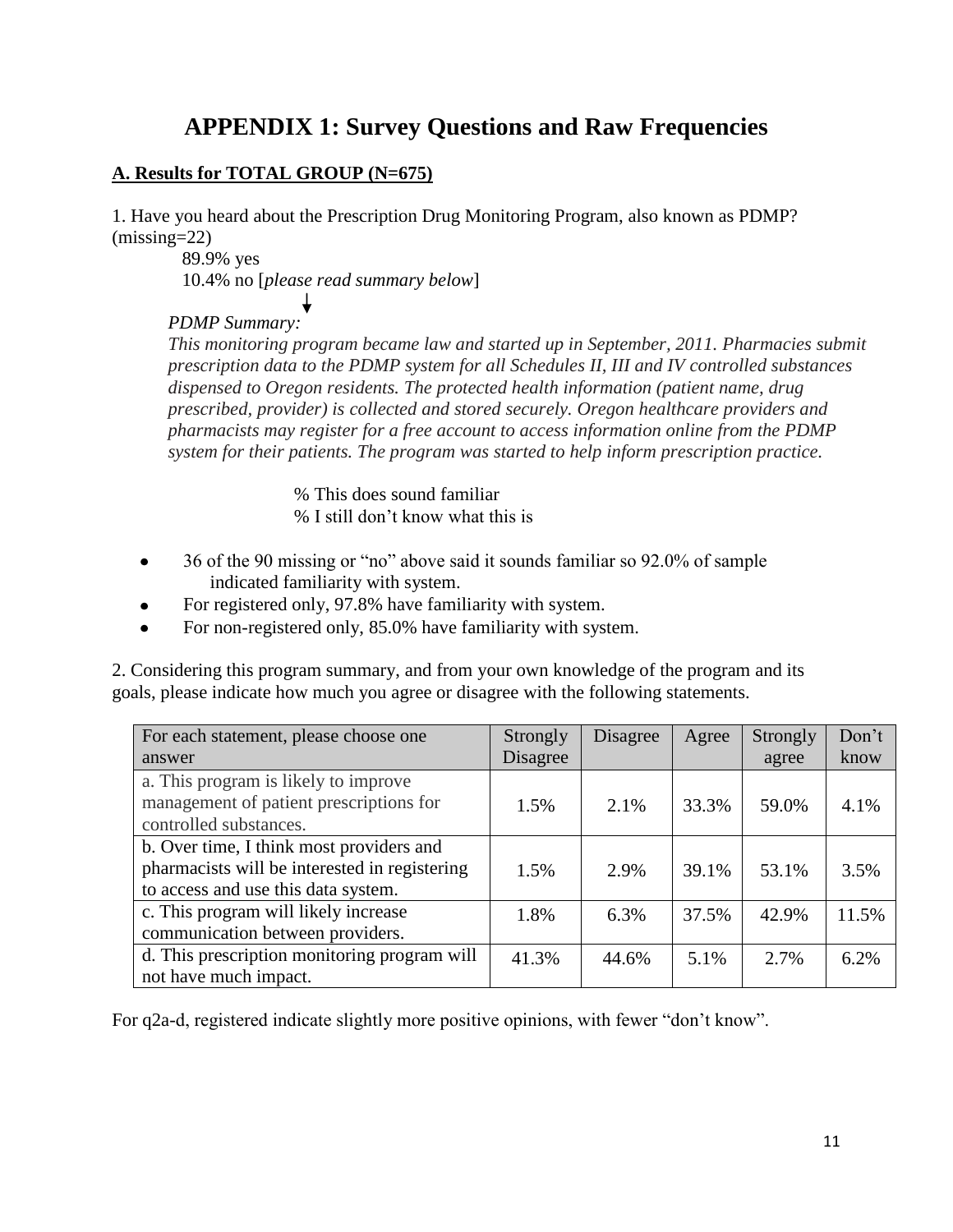# APPENDIX 1: Survey Questions and Raw Frequencies

**A. Results for TOTAL GROUP (N=675)**

1. Have you heard about the Prescription Drug Monitoring Program, also known as PDMP? (missing=22)

89.9% yes

10.4% no [*please read summary below*]

↓

*PDMP Summary:*

*This monitoring program became law and started up in September, 2011. Pharmacies submit prescription data to the PDMP system for all Schedules II, III and IV controlled substances dispensed to Oregon residents. The protected health information (patient name, drug prescribed, provider) is collected and stored securely. Oregon healthcare providers and pharmacists may register for a free account to access information online from the PDMP system for their patients. The program was started to help inform prescription practice.*

% This does sound familiar

% I still don't know what this is

- 36 of the 90 missing or "no" above said it sounds familiar so 92.0% of sample indicated familiarity with system.
- For registered only, 97.8% have familiarity with system.
- For non-registered only, 85.0% have familiarity with system.

2. Considering this program summary, and from your own knowledge of the program and its goals, please indicate how much you agree or disagree with the following statements.

| For each statement, please choose one answer | Strongly Disagree | Disagree | Agree | Strongly agree | Don't know |
|---|---|---|---|---|---|
| a. This program is likely to improve management of patient prescriptions for controlled substances. | 1.5% | 2.1% | 33.3% | 59.0% | 4.1% |
| b. Over time, I think most providers and pharmacists will be interested in registering to access and use this data system. | 1.5% | 2.9% | 39.1% | 53.1% | 3.5% |
| c. This program will likely increase communication between providers. | 1.8% | 6.3% | 37.5% | 42.9% | 11.5% |
| d. This prescription monitoring program will not have much impact. | 41.3% | 44.6% | 5.1% | 2.7% | 6.2% |

For q2a-d, registered indicate slightly more positive opinions, with fewer "don't know".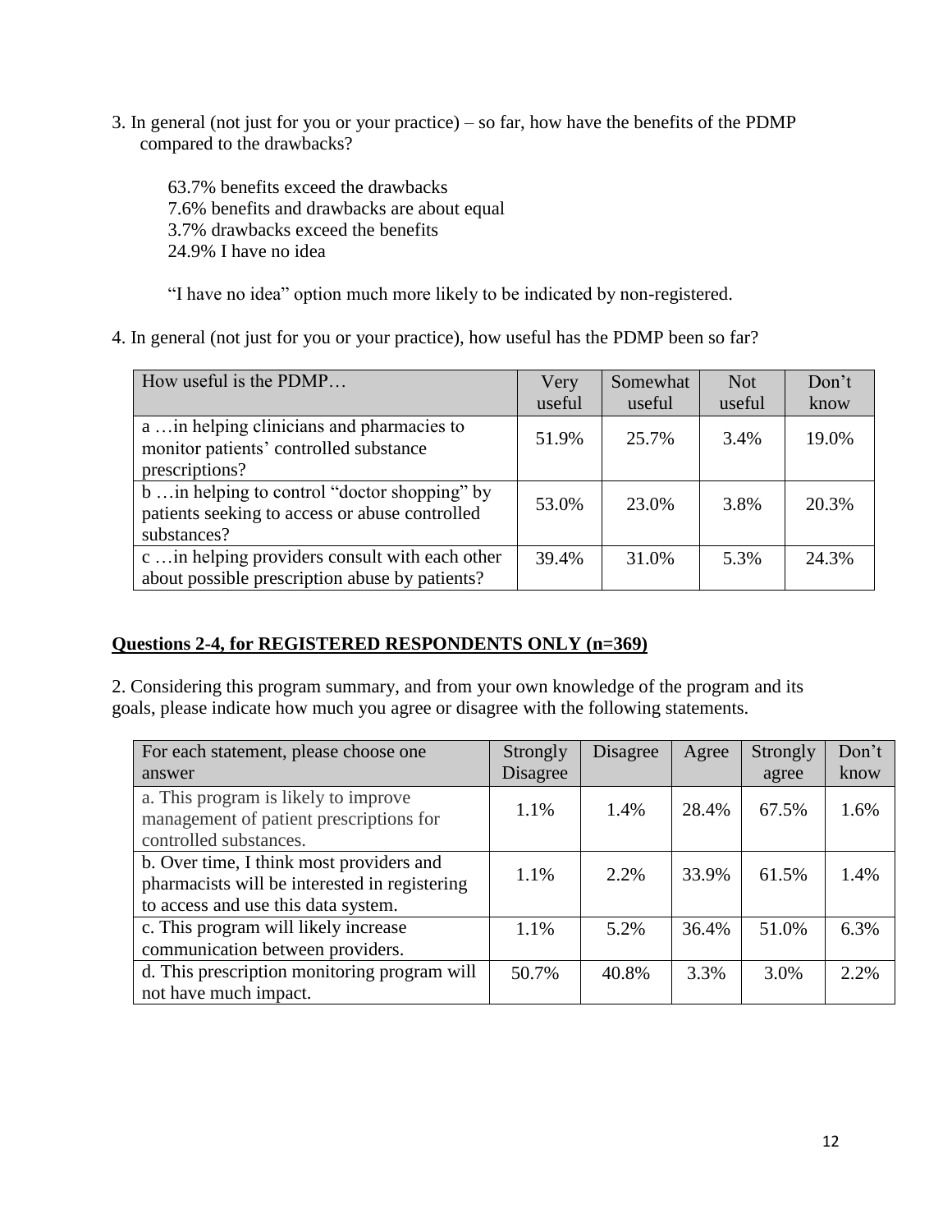3. In general (not just for you or your practice) – so far, how have the benefits of the PDMP compared to the drawbacks?

63.7% benefits exceed the drawbacks
7.6% benefits and drawbacks are about equal
3.7% drawbacks exceed the benefits
24.9% I have no idea

"I have no idea" option much more likely to be indicated by non-registered.

4. In general (not just for you or your practice), how useful has the PDMP been so far?

| How useful is the PDMP… | Very useful | Somewhat useful | Not useful | Don't know |
|---|---|---|---|---|
| a …in helping clinicians and pharmacies to monitor patients' controlled substance prescriptions? | 51.9% | 25.7% | 3.4% | 19.0% |
| b …in helping to control "doctor shopping" by patients seeking to access or abuse controlled substances? | 53.0% | 23.0% | 3.8% | 20.3% |
| c …in helping providers consult with each other about possible prescription abuse by patients? | 39.4% | 31.0% | 5.3% | 24.3% |

**<u>Questions 2-4, for REGISTERED RESPONDENTS ONLY (n=369)</u>**

2. Considering this program summary, and from your own knowledge of the program and its goals, please indicate how much you agree or disagree with the following statements.

| For each statement, please choose one answer | Strongly Disagree | Disagree | Agree | Strongly agree | Don't know |
|---|---|---|---|---|---|
| a. This program is likely to improve management of patient prescriptions for controlled substances. | 1.1% | 1.4% | 28.4% | 67.5% | 1.6% |
| b. Over time, I think most providers and pharmacists will be interested in registering to access and use this data system. | 1.1% | 2.2% | 33.9% | 61.5% | 1.4% |
| c. This program will likely increase communication between providers. | 1.1% | 5.2% | 36.4% | 51.0% | 6.3% |
| d. This prescription monitoring program will not have much impact. | 50.7% | 40.8% | 3.3% | 3.0% | 2.2% |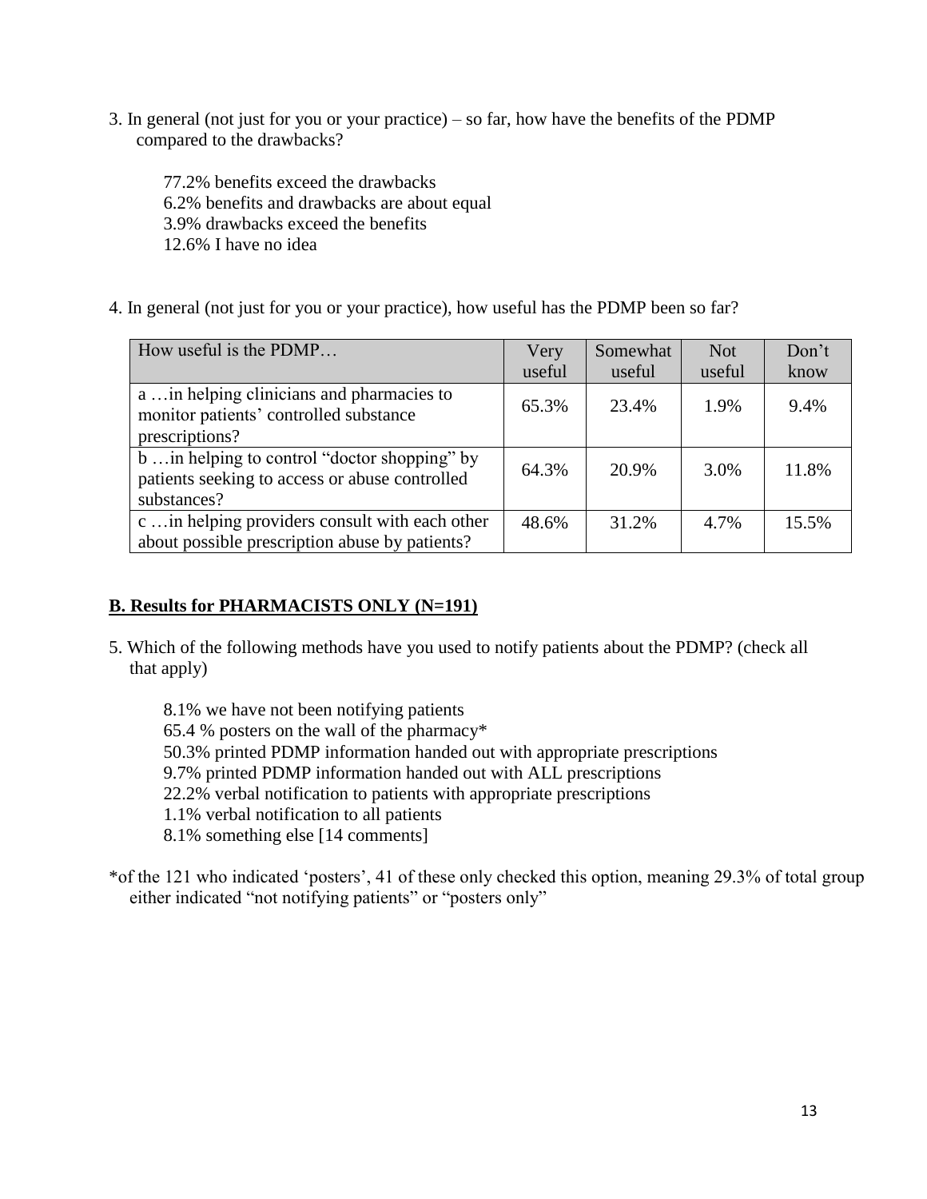3. In general (not just for you or your practice) – so far, how have the benefits of the PDMP compared to the drawbacks?

   77.2% benefits exceed the drawbacks
   6.2% benefits and drawbacks are about equal
   3.9% drawbacks exceed the benefits
   12.6% I have no idea

4. In general (not just for you or your practice), how useful has the PDMP been so far?

| How useful is the PDMP… | Very useful | Somewhat useful | Not useful | Don't know |
|---|---|---|---|---|
| a …in helping clinicians and pharmacies to monitor patients' controlled substance prescriptions? | 65.3% | 23.4% | 1.9% | 9.4% |
| b …in helping to control "doctor shopping" by patients seeking to access or abuse controlled substances? | 64.3% | 20.9% | 3.0% | 11.8% |
| c …in helping providers consult with each other about possible prescription abuse by patients? | 48.6% | 31.2% | 4.7% | 15.5% |

## B. Results for PHARMACISTS ONLY (N=191)

5. Which of the following methods have you used to notify patients about the PDMP? (check all that apply)

   8.1% we have not been notifying patients
   65.4 % posters on the wall of the pharmacy*
   50.3% printed PDMP information handed out with appropriate prescriptions
   9.7% printed PDMP information handed out with ALL prescriptions
   22.2% verbal notification to patients with appropriate prescriptions
   1.1% verbal notification to all patients
   8.1% something else [14 comments]

*of the 121 who indicated 'posters', 41 of these only checked this option, meaning 29.3% of total group either indicated "not notifying patients" or "posters only"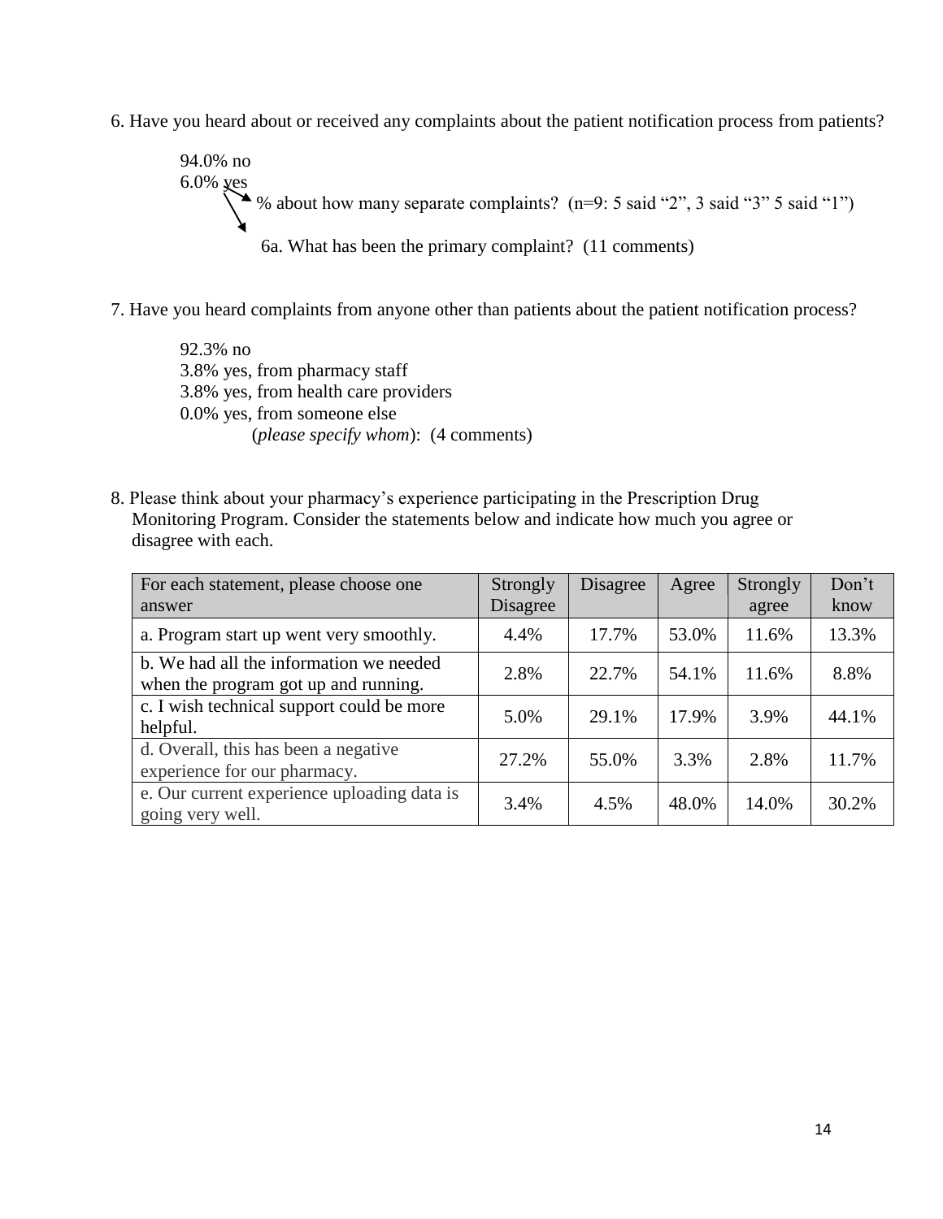6. Have you heard about or received any complaints about the patient notification process from patients?

94.0% no
6.0% yes

% about how many separate complaints? (n=9: 5 said "2", 3 said "3" 5 said "1")

6a. What has been the primary complaint? (11 comments)

7. Have you heard complaints from anyone other than patients about the patient notification process?

92.3% no
3.8% yes, from pharmacy staff
3.8% yes, from health care providers
0.0% yes, from someone else
(*please specify whom*): (4 comments)

8. Please think about your pharmacy's experience participating in the Prescription Drug Monitoring Program. Consider the statements below and indicate how much you agree or disagree with each.

| For each statement, please choose one answer | Strongly Disagree | Disagree | Agree | Strongly agree | Don't know |
|---|---|---|---|---|---|
| a. Program start up went very smoothly. | 4.4% | 17.7% | 53.0% | 11.6% | 13.3% |
| b. We had all the information we needed when the program got up and running. | 2.8% | 22.7% | 54.1% | 11.6% | 8.8% |
| c. I wish technical support could be more helpful. | 5.0% | 29.1% | 17.9% | 3.9% | 44.1% |
| d. Overall, this has been a negative experience for our pharmacy. | 27.2% | 55.0% | 3.3% | 2.8% | 11.7% |
| e. Our current experience uploading data is going very well. | 3.4% | 4.5% | 48.0% | 14.0% | 30.2% |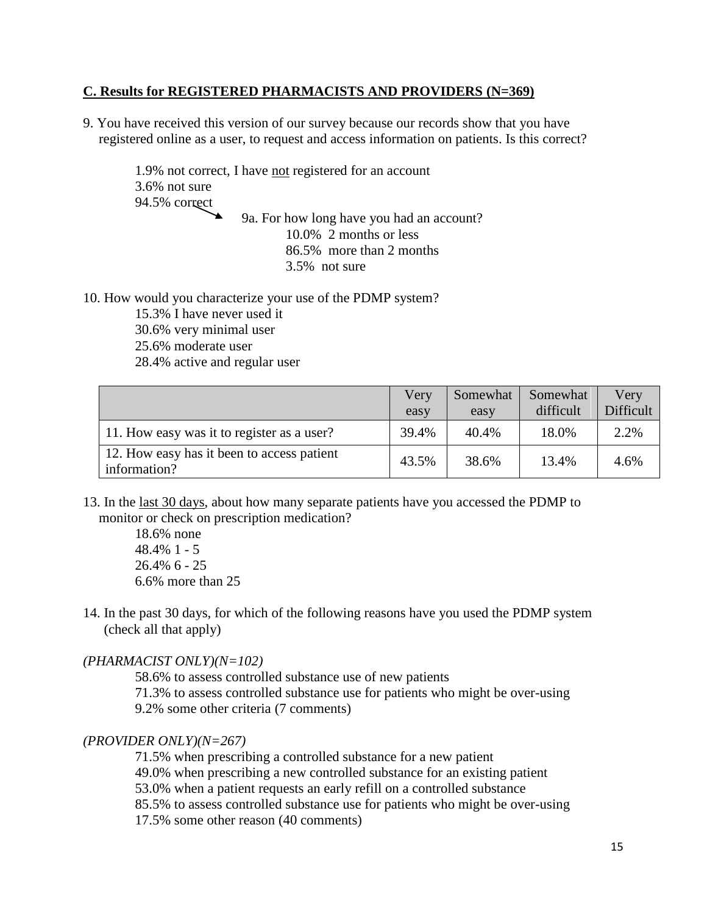## C. Results for REGISTERED PHARMACISTS AND PROVIDERS (N=369)

9. You have received this version of our survey because our records show that you have registered online as a user, to request and access information on patients. Is this correct?

   1.9% not correct, I have <u>not</u> registered for an account
   3.6% not sure
   94.5% correct

   9a. For how long have you had an account?
   10.0% 2 months or less
   86.5% more than 2 months
   3.5% not sure

10. How would you characterize your use of the PDMP system?
    15.3% I have never used it
    30.6% very minimal user
    25.6% moderate user
    28.4% active and regular user

| | Very easy | Somewhat easy | Somewhat difficult | Very Difficult |
|---|---|---|---|---|
| 11. How easy was it to register as a user? | 39.4% | 40.4% | 18.0% | 2.2% |
| 12. How easy has it been to access patient information? | 43.5% | 38.6% | 13.4% | 4.6% |

13. In the <u>last 30 days</u>, about how many separate patients have you accessed the PDMP to monitor or check on prescription medication?
    18.6% none
    48.4% 1 - 5
    26.4% 6 - 25
    6.6% more than 25

14. In the past 30 days, for which of the following reasons have you used the PDMP system (check all that apply)

*(PHARMACIST ONLY)(N=102)*

58.6% to assess controlled substance use of new patients
71.3% to assess controlled substance use for patients who might be over-using
9.2% some other criteria (7 comments)

*(PROVIDER ONLY)(N=267)*

71.5% when prescribing a controlled substance for a new patient
49.0% when prescribing a new controlled substance for an existing patient
53.0% when a patient requests an early refill on a controlled substance
85.5% to assess controlled substance use for patients who might be over-using
17.5% some other reason (40 comments)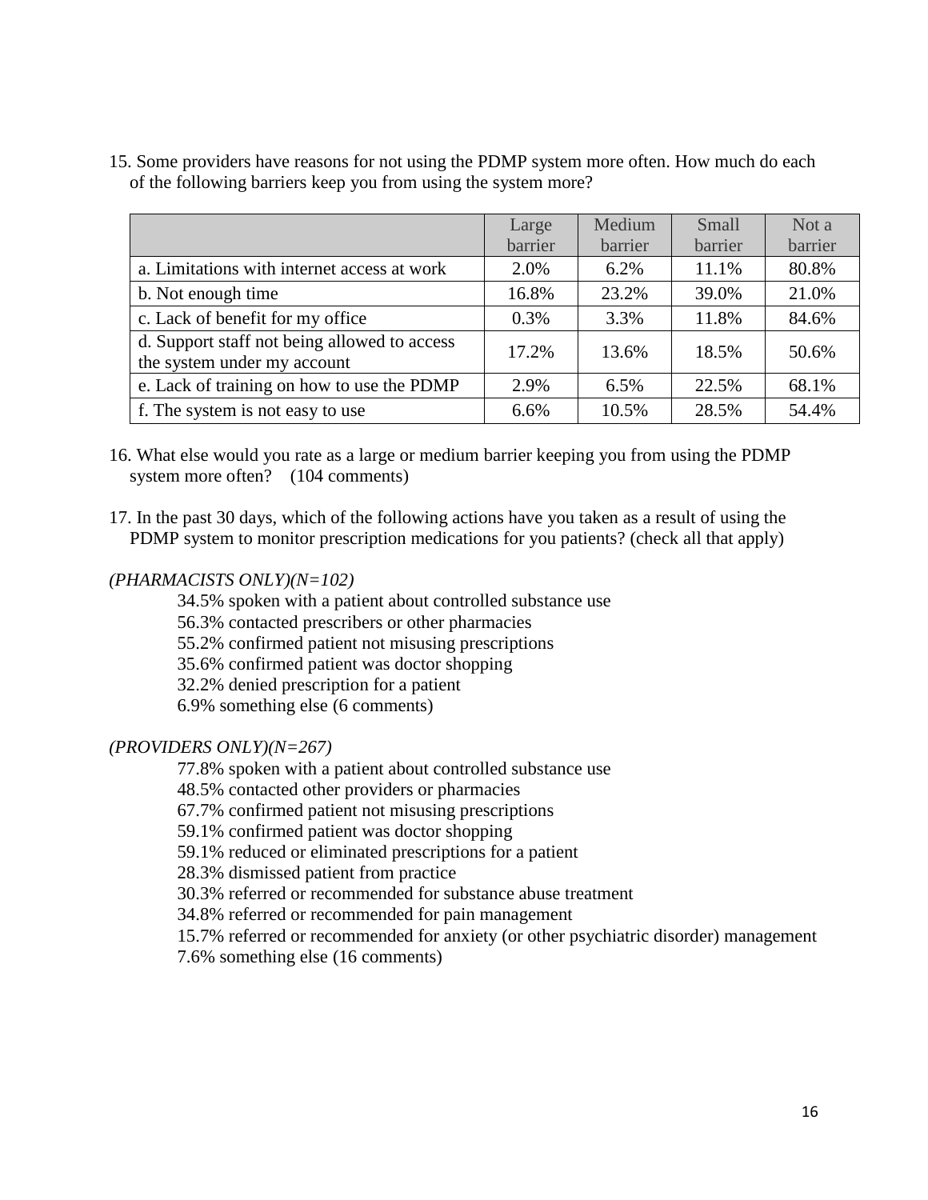15. Some providers have reasons for not using the PDMP system more often. How much do each of the following barriers keep you from using the system more?

| | Large barrier | Medium barrier | Small barrier | Not a barrier |
|---|---|---|---|---|
| a. Limitations with internet access at work | 2.0% | 6.2% | 11.1% | 80.8% |
| b. Not enough time | 16.8% | 23.2% | 39.0% | 21.0% |
| c. Lack of benefit for my office | 0.3% | 3.3% | 11.8% | 84.6% |
| d. Support staff not being allowed to access the system under my account | 17.2% | 13.6% | 18.5% | 50.6% |
| e. Lack of training on how to use the PDMP | 2.9% | 6.5% | 22.5% | 68.1% |
| f. The system is not easy to use | 6.6% | 10.5% | 28.5% | 54.4% |

16. What else would you rate as a large or medium barrier keeping you from using the PDMP system more often? (104 comments)

17. In the past 30 days, which of the following actions have you taken as a result of using the PDMP system to monitor prescription medications for you patients? (check all that apply)

*(PHARMACISTS ONLY)(N=102)*

34.5% spoken with a patient about controlled substance use
56.3% contacted prescribers or other pharmacies
55.2% confirmed patient not misusing prescriptions
35.6% confirmed patient was doctor shopping
32.2% denied prescription for a patient
6.9% something else (6 comments)

*(PROVIDERS ONLY)(N=267)*

77.8% spoken with a patient about controlled substance use
48.5% contacted other providers or pharmacies
67.7% confirmed patient not misusing prescriptions
59.1% confirmed patient was doctor shopping
59.1% reduced or eliminated prescriptions for a patient
28.3% dismissed patient from practice
30.3% referred or recommended for substance abuse treatment
34.8% referred or recommended for pain management
15.7% referred or recommended for anxiety (or other psychiatric disorder) management
7.6% something else (16 comments)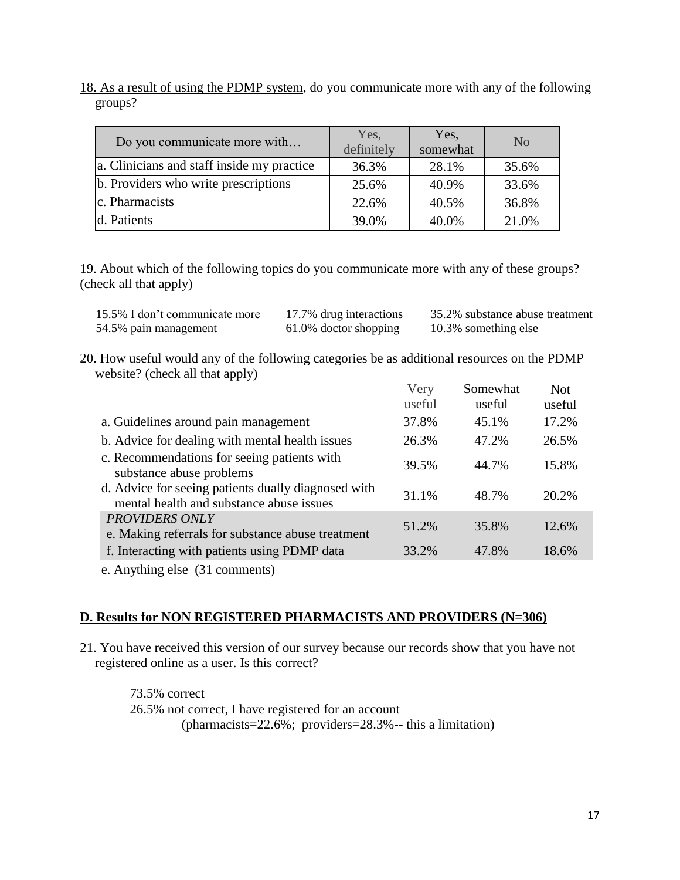18. <u>As a result of using the PDMP system</u>, do you communicate more with any of the following groups?

| Do you communicate more with… | Yes, definitely | Yes, somewhat | No |
|---|---|---|---|
| a. Clinicians and staff inside my practice | 36.3% | 28.1% | 35.6% |
| b. Providers who write prescriptions | 25.6% | 40.9% | 33.6% |
| c. Pharmacists | 22.6% | 40.5% | 36.8% |
| d. Patients | 39.0% | 40.0% | 21.0% |

19. About which of the following topics do you communicate more with any of these groups? (check all that apply)

15.5% I don't communicate more
54.5% pain management
17.7% drug interactions
61.0% doctor shopping
35.2% substance abuse treatment
10.3% something else

20. How useful would any of the following categories be as additional resources on the PDMP website? (check all that apply)

| | Very useful | Somewhat useful | Not useful |
|---|---|---|---|
| a. Guidelines around pain management | 37.8% | 45.1% | 17.2% |
| b. Advice for dealing with mental health issues | 26.3% | 47.2% | 26.5% |
| c. Recommendations for seeing patients with substance abuse problems | 39.5% | 44.7% | 15.8% |
| d. Advice for seeing patients dually diagnosed with mental health and substance abuse issues | 31.1% | 48.7% | 20.2% |
| *PROVIDERS ONLY* e. Making referrals for substance abuse treatment | 51.2% | 35.8% | 12.6% |
| f. Interacting with patients using PDMP data | 33.2% | 47.8% | 18.6% |

e. Anything else (31 comments)

## D. Results for NON REGISTERED PHARMACISTS AND PROVIDERS (N=306)

21. You have received this version of our survey because our records show that you have <u>not registered</u> online as a user. Is this correct?

73.5% correct
26.5% not correct, I have registered for an account
(pharmacists=22.6%; providers=28.3%-- this a limitation)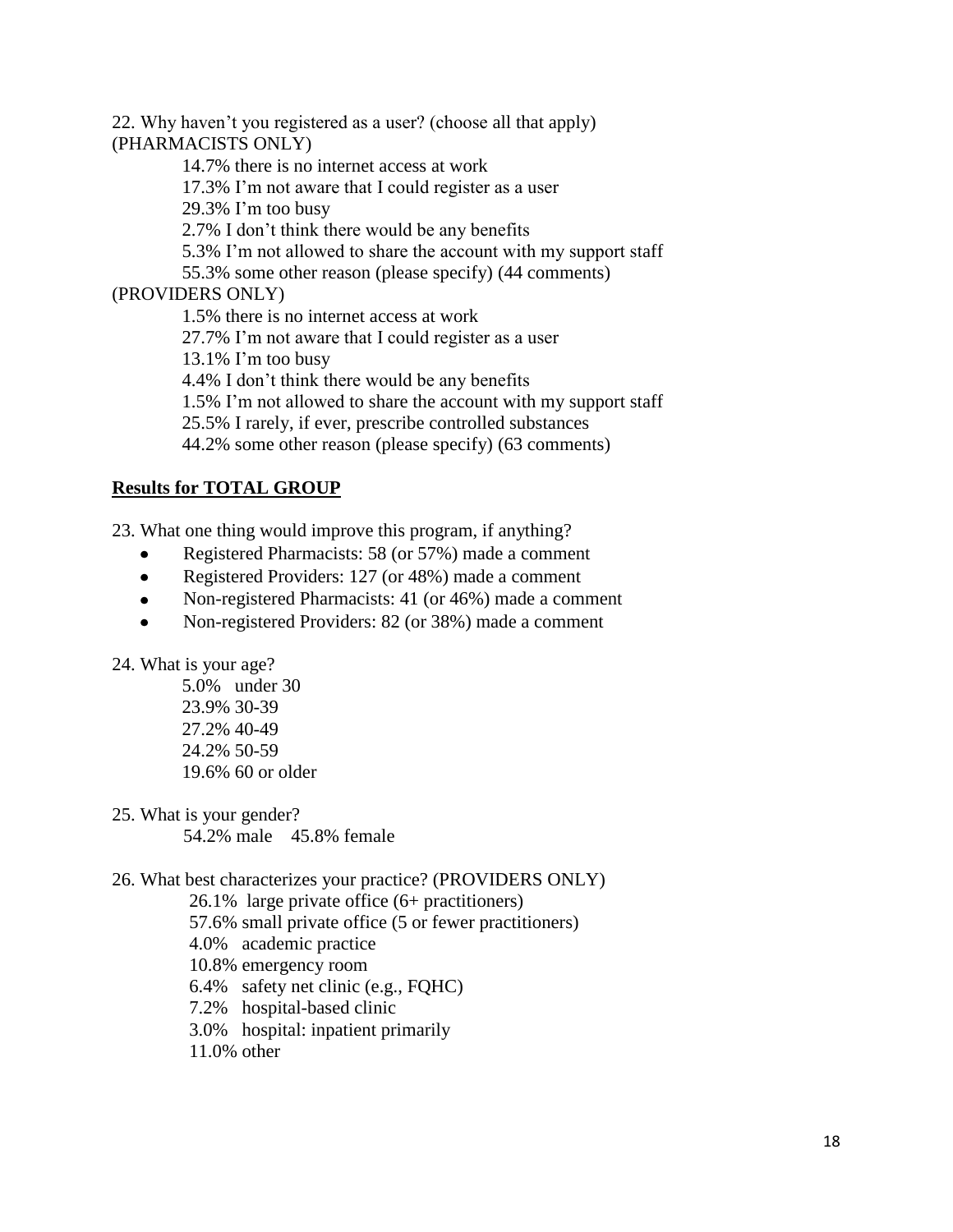22. Why haven't you registered as a user? (choose all that apply)
(PHARMACISTS ONLY)

- 14.7% there is no internet access at work
- 17.3% I'm not aware that I could register as a user
- 29.3% I'm too busy
- 2.7% I don't think there would be any benefits
- 5.3% I'm not allowed to share the account with my support staff
- 55.3% some other reason (please specify) (44 comments)

(PROVIDERS ONLY)

- 1.5% there is no internet access at work
- 27.7% I'm not aware that I could register as a user
- 13.1% I'm too busy
- 4.4% I don't think there would be any benefits
- 1.5% I'm not allowed to share the account with my support staff
- 25.5% I rarely, if ever, prescribe controlled substances
- 44.2% some other reason (please specify) (63 comments)

**<u>Results for TOTAL GROUP</u>**

23. What one thing would improve this program, if anything?

- Registered Pharmacists: 58 (or 57%) made a comment
- Registered Providers: 127 (or 48%) made a comment
- Non-registered Pharmacists: 41 (or 46%) made a comment
- Non-registered Providers: 82 (or 38%) made a comment

24. What is your age?

- 5.0% under 30
- 23.9% 30-39
- 27.2% 40-49
- 24.2% 50-59
- 19.6% 60 or older

25. What is your gender?

54.2% male 45.8% female

26. What best characterizes your practice? (PROVIDERS ONLY)

- 26.1% large private office (6+ practitioners)
- 57.6% small private office (5 or fewer practitioners)
- 4.0% academic practice
- 10.8% emergency room
- 6.4% safety net clinic (e.g., FQHC)
- 7.2% hospital-based clinic
- 3.0% hospital: inpatient primarily
- 11.0% other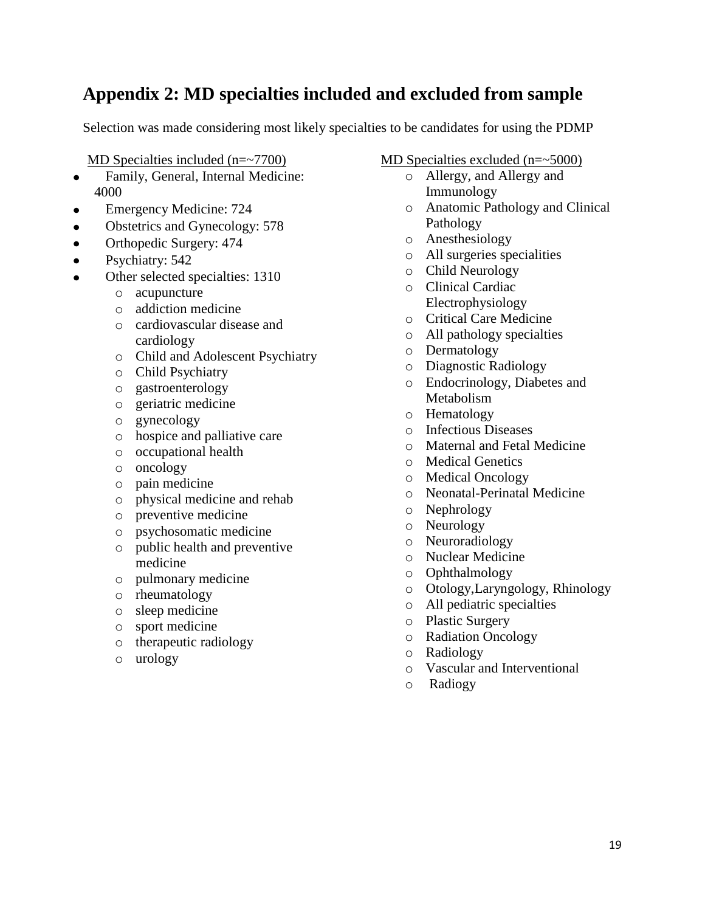## Appendix 2: MD specialties included and excluded from sample

Selection was made considering most likely specialties to be candidates for using the PDMP

MD Specialties included (n=~7700)

- Family, General, Internal Medicine: 4000
- Emergency Medicine: 724
- Obstetrics and Gynecology: 578
- Orthopedic Surgery: 474
- Psychiatry: 542
- Other selected specialties: 1310
  - acupuncture
  - addiction medicine
  - cardiovascular disease and cardiology
  - Child and Adolescent Psychiatry
  - Child Psychiatry
  - gastroenterology
  - geriatric medicine
  - gynecology
  - hospice and palliative care
  - occupational health
  - oncology
  - pain medicine
  - physical medicine and rehab
  - preventive medicine
  - psychosomatic medicine
  - public health and preventive medicine
  - pulmonary medicine
  - rheumatology
  - sleep medicine
  - sport medicine
  - therapeutic radiology
  - urology

MD Specialties excluded (n=~5000)

- Allergy, and Allergy and Immunology
- Anatomic Pathology and Clinical Pathology
- Anesthesiology
- All surgeries specialities
- Child Neurology
- Clinical Cardiac Electrophysiology
- Critical Care Medicine
- All pathology specialties
- Dermatology
- Diagnostic Radiology
- Endocrinology, Diabetes and Metabolism
- Hematology
- Infectious Diseases
- Maternal and Fetal Medicine
- Medical Genetics
- Medical Oncology
- Neonatal-Perinatal Medicine
- Nephrology
- Neurology
- Neuroradiology
- Nuclear Medicine
- Ophthalmology
- Otology,Laryngology, Rhinology
- All pediatric specialties
- Plastic Surgery
- Radiation Oncology
- Radiology
- Vascular and Interventional
- Radiogy